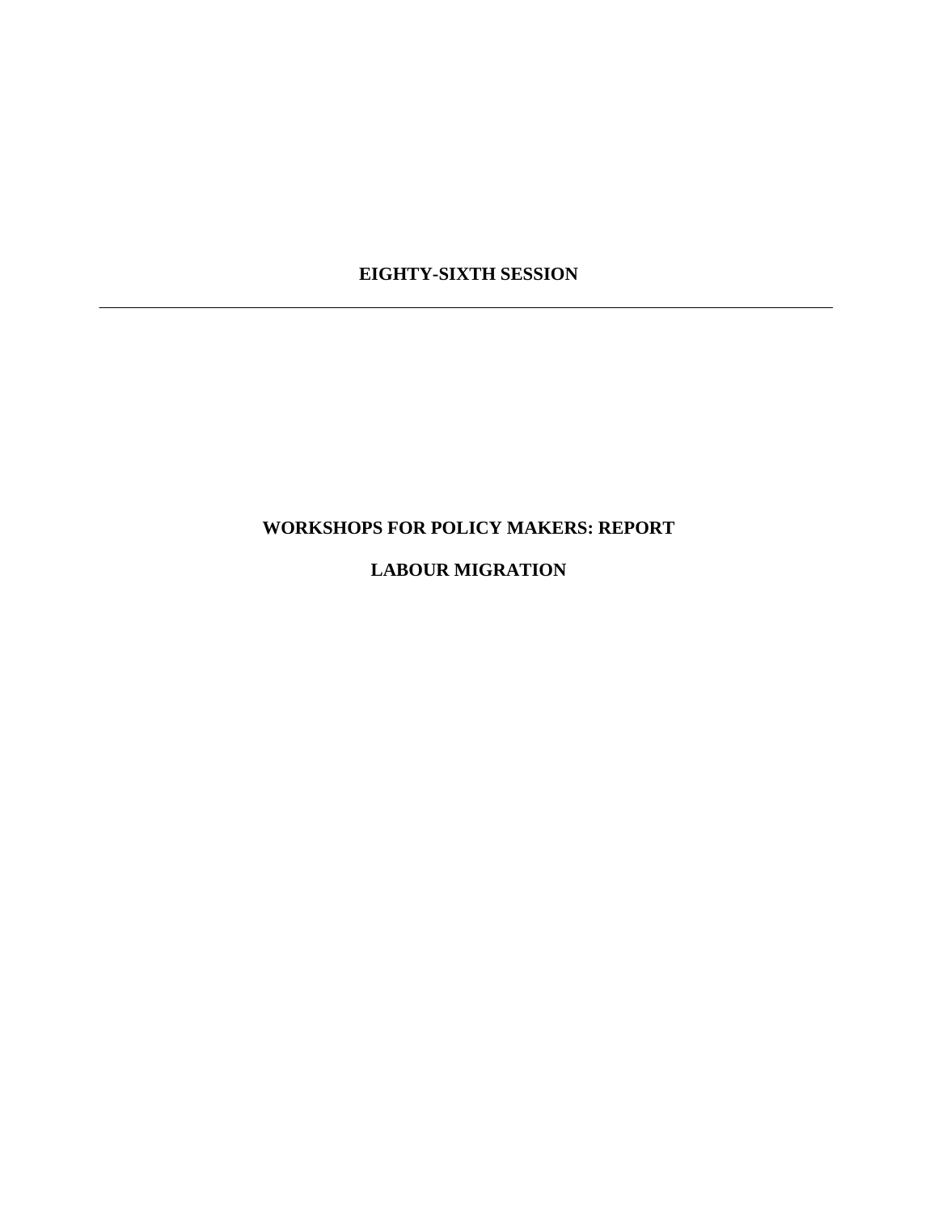**EIGHTY-SIXTH SESSION**

---

# WORKSHOPS FOR POLICY MAKERS: REPORT

## LABOUR MIGRATION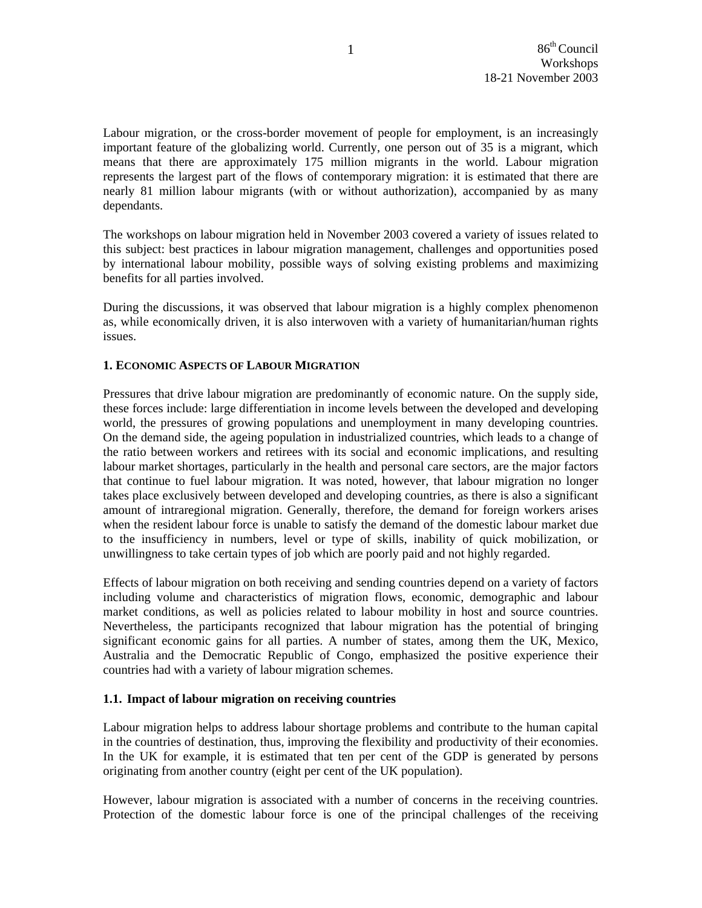Labour migration, or the cross-border movement of people for employment, is an increasingly important feature of the globalizing world. Currently, one person out of 35 is a migrant, which means that there are approximately 175 million migrants in the world. Labour migration represents the largest part of the flows of contemporary migration: it is estimated that there are nearly 81 million labour migrants (with or without authorization), accompanied by as many dependants.

The workshops on labour migration held in November 2003 covered a variety of issues related to this subject: best practices in labour migration management, challenges and opportunities posed by international labour mobility, possible ways of solving existing problems and maximizing benefits for all parties involved.

During the discussions, it was observed that labour migration is a highly complex phenomenon as, while economically driven, it is also interwoven with a variety of humanitarian/human rights issues.

## 1. Economic Aspects of Labour Migration

Pressures that drive labour migration are predominantly of economic nature. On the supply side, these forces include: large differentiation in income levels between the developed and developing world, the pressures of growing populations and unemployment in many developing countries. On the demand side, the ageing population in industrialized countries, which leads to a change of the ratio between workers and retirees with its social and economic implications, and resulting labour market shortages, particularly in the health and personal care sectors, are the major factors that continue to fuel labour migration. It was noted, however, that labour migration no longer takes place exclusively between developed and developing countries, as there is also a significant amount of intraregional migration. Generally, therefore, the demand for foreign workers arises when the resident labour force is unable to satisfy the demand of the domestic labour market due to the insufficiency in numbers, level or type of skills, inability of quick mobilization, or unwillingness to take certain types of job which are poorly paid and not highly regarded.

Effects of labour migration on both receiving and sending countries depend on a variety of factors including volume and characteristics of migration flows, economic, demographic and labour market conditions, as well as policies related to labour mobility in host and source countries. Nevertheless, the participants recognized that labour migration has the potential of bringing significant economic gains for all parties. A number of states, among them the UK, Mexico, Australia and the Democratic Republic of Congo, emphasized the positive experience their countries had with a variety of labour migration schemes.

### 1.1. Impact of labour migration on receiving countries

Labour migration helps to address labour shortage problems and contribute to the human capital in the countries of destination, thus, improving the flexibility and productivity of their economies. In the UK for example, it is estimated that ten per cent of the GDP is generated by persons originating from another country (eight per cent of the UK population).

However, labour migration is associated with a number of concerns in the receiving countries. Protection of the domestic labour force is one of the principal challenges of the receiving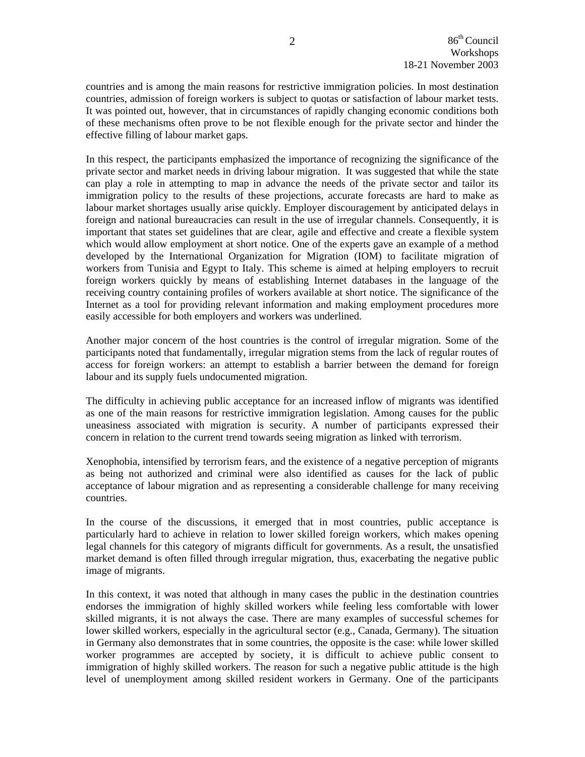countries and is among the main reasons for restrictive immigration policies. In most destination countries, admission of foreign workers is subject to quotas or satisfaction of labour market tests. It was pointed out, however, that in circumstances of rapidly changing economic conditions both of these mechanisms often prove to be not flexible enough for the private sector and hinder the effective filling of labour market gaps.

In this respect, the participants emphasized the importance of recognizing the significance of the private sector and market needs in driving labour migration. It was suggested that while the state can play a role in attempting to map in advance the needs of the private sector and tailor its immigration policy to the results of these projections, accurate forecasts are hard to make as labour market shortages usually arise quickly. Employer discouragement by anticipated delays in foreign and national bureaucracies can result in the use of irregular channels. Consequently, it is important that states set guidelines that are clear, agile and effective and create a flexible system which would allow employment at short notice. One of the experts gave an example of a method developed by the International Organization for Migration (IOM) to facilitate migration of workers from Tunisia and Egypt to Italy. This scheme is aimed at helping employers to recruit foreign workers quickly by means of establishing Internet databases in the language of the receiving country containing profiles of workers available at short notice. The significance of the Internet as a tool for providing relevant information and making employment procedures more easily accessible for both employers and workers was underlined.

Another major concern of the host countries is the control of irregular migration. Some of the participants noted that fundamentally, irregular migration stems from the lack of regular routes of access for foreign workers: an attempt to establish a barrier between the demand for foreign labour and its supply fuels undocumented migration.

The difficulty in achieving public acceptance for an increased inflow of migrants was identified as one of the main reasons for restrictive immigration legislation. Among causes for the public uneasiness associated with migration is security. A number of participants expressed their concern in relation to the current trend towards seeing migration as linked with terrorism.

Xenophobia, intensified by terrorism fears, and the existence of a negative perception of migrants as being not authorized and criminal were also identified as causes for the lack of public acceptance of labour migration and as representing a considerable challenge for many receiving countries.

In the course of the discussions, it emerged that in most countries, public acceptance is particularly hard to achieve in relation to lower skilled foreign workers, which makes opening legal channels for this category of migrants difficult for governments. As a result, the unsatisfied market demand is often filled through irregular migration, thus, exacerbating the negative public image of migrants.

In this context, it was noted that although in many cases the public in the destination countries endorses the immigration of highly skilled workers while feeling less comfortable with lower skilled migrants, it is not always the case. There are many examples of successful schemes for lower skilled workers, especially in the agricultural sector (e.g., Canada, Germany). The situation in Germany also demonstrates that in some countries, the opposite is the case: while lower skilled worker programmes are accepted by society, it is difficult to achieve public consent to immigration of highly skilled workers. The reason for such a negative public attitude is the high level of unemployment among skilled resident workers in Germany. One of the participants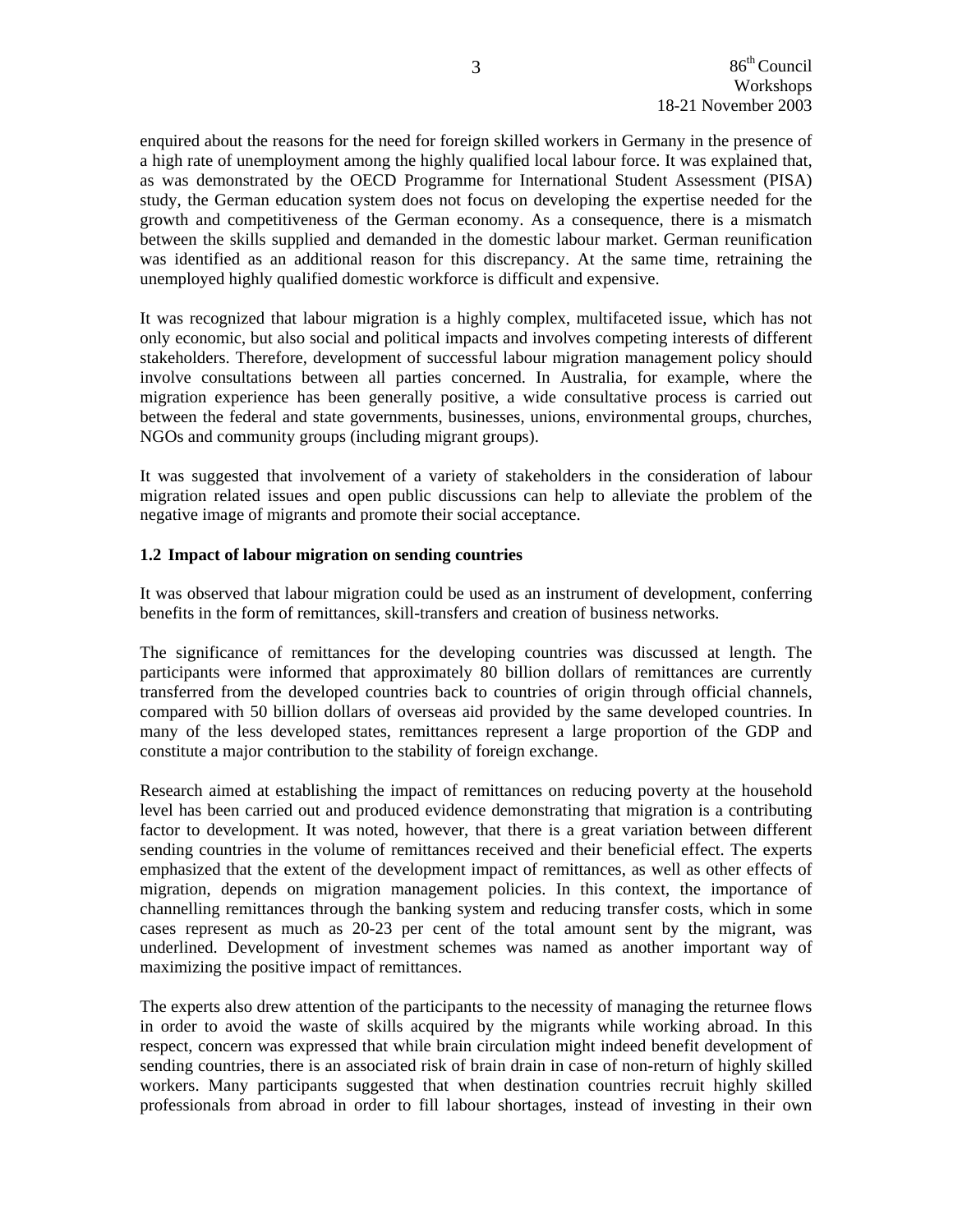enquired about the reasons for the need for foreign skilled workers in Germany in the presence of a high rate of unemployment among the highly qualified local labour force. It was explained that, as was demonstrated by the OECD Programme for International Student Assessment (PISA) study, the German education system does not focus on developing the expertise needed for the growth and competitiveness of the German economy. As a consequence, there is a mismatch between the skills supplied and demanded in the domestic labour market. German reunification was identified as an additional reason for this discrepancy. At the same time, retraining the unemployed highly qualified domestic workforce is difficult and expensive.

It was recognized that labour migration is a highly complex, multifaceted issue, which has not only economic, but also social and political impacts and involves competing interests of different stakeholders. Therefore, development of successful labour migration management policy should involve consultations between all parties concerned. In Australia, for example, where the migration experience has been generally positive, a wide consultative process is carried out between the federal and state governments, businesses, unions, environmental groups, churches, NGOs and community groups (including migrant groups).

It was suggested that involvement of a variety of stakeholders in the consideration of labour migration related issues and open public discussions can help to alleviate the problem of the negative image of migrants and promote their social acceptance.

### 1.2 Impact of labour migration on sending countries

It was observed that labour migration could be used as an instrument of development, conferring benefits in the form of remittances, skill-transfers and creation of business networks.

The significance of remittances for the developing countries was discussed at length. The participants were informed that approximately 80 billion dollars of remittances are currently transferred from the developed countries back to countries of origin through official channels, compared with 50 billion dollars of overseas aid provided by the same developed countries. In many of the less developed states, remittances represent a large proportion of the GDP and constitute a major contribution to the stability of foreign exchange.

Research aimed at establishing the impact of remittances on reducing poverty at the household level has been carried out and produced evidence demonstrating that migration is a contributing factor to development. It was noted, however, that there is a great variation between different sending countries in the volume of remittances received and their beneficial effect. The experts emphasized that the extent of the development impact of remittances, as well as other effects of migration, depends on migration management policies. In this context, the importance of channelling remittances through the banking system and reducing transfer costs, which in some cases represent as much as 20-23 per cent of the total amount sent by the migrant, was underlined. Development of investment schemes was named as another important way of maximizing the positive impact of remittances.

The experts also drew attention of the participants to the necessity of managing the returnee flows in order to avoid the waste of skills acquired by the migrants while working abroad. In this respect, concern was expressed that while brain circulation might indeed benefit development of sending countries, there is an associated risk of brain drain in case of non-return of highly skilled workers. Many participants suggested that when destination countries recruit highly skilled professionals from abroad in order to fill labour shortages, instead of investing in their own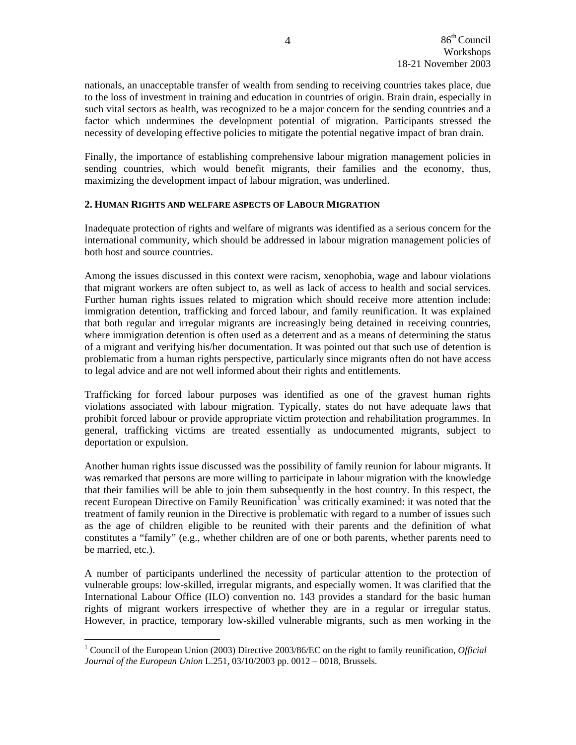nationals, an unacceptable transfer of wealth from sending to receiving countries takes place, due to the loss of investment in training and education in countries of origin. Brain drain, especially in such vital sectors as health, was recognized to be a major concern for the sending countries and a factor which undermines the development potential of migration. Participants stressed the necessity of developing effective policies to mitigate the potential negative impact of bran drain.

Finally, the importance of establishing comprehensive labour migration management policies in sending countries, which would benefit migrants, their families and the economy, thus, maximizing the development impact of labour migration, was underlined.

### 2. HUMAN RIGHTS AND WELFARE ASPECTS OF LABOUR MIGRATION

Inadequate protection of rights and welfare of migrants was identified as a serious concern for the international community, which should be addressed in labour migration management policies of both host and source countries.

Among the issues discussed in this context were racism, xenophobia, wage and labour violations that migrant workers are often subject to, as well as lack of access to health and social services. Further human rights issues related to migration which should receive more attention include: immigration detention, trafficking and forced labour, and family reunification. It was explained that both regular and irregular migrants are increasingly being detained in receiving countries, where immigration detention is often used as a deterrent and as a means of determining the status of a migrant and verifying his/her documentation. It was pointed out that such use of detention is problematic from a human rights perspective, particularly since migrants often do not have access to legal advice and are not well informed about their rights and entitlements.

Trafficking for forced labour purposes was identified as one of the gravest human rights violations associated with labour migration. Typically, states do not have adequate laws that prohibit forced labour or provide appropriate victim protection and rehabilitation programmes. In general, trafficking victims are treated essentially as undocumented migrants, subject to deportation or expulsion.

Another human rights issue discussed was the possibility of family reunion for labour migrants. It was remarked that persons are more willing to participate in labour migration with the knowledge that their families will be able to join them subsequently in the host country. In this respect, the recent European Directive on Family Reunification[1] was critically examined: it was noted that the treatment of family reunion in the Directive is problematic with regard to a number of issues such as the age of children eligible to be reunited with their parents and the definition of what constitutes a "family" (e.g., whether children are of one or both parents, whether parents need to be married, etc.).

A number of participants underlined the necessity of particular attention to the protection of vulnerable groups: low-skilled, irregular migrants, and especially women. It was clarified that the International Labour Office (ILO) convention no. 143 provides a standard for the basic human rights of migrant workers irrespective of whether they are in a regular or irregular status. However, in practice, temporary low-skilled vulnerable migrants, such as men working in the

---

[1] Council of the European Union (2003) Directive 2003/86/EC on the right to family reunification, *Official Journal of the European Union* L.251, 03/10/2003 pp. 0012 – 0018, Brussels.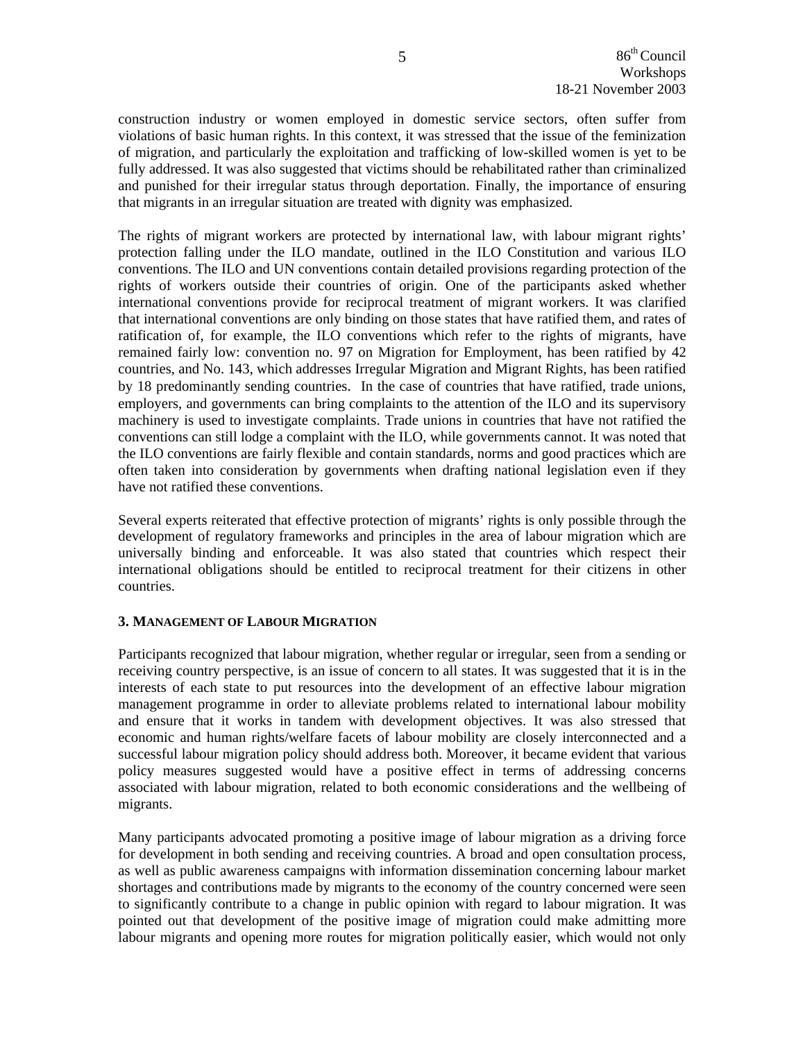construction industry or women employed in domestic service sectors, often suffer from violations of basic human rights. In this context, it was stressed that the issue of the feminization of migration, and particularly the exploitation and trafficking of low-skilled women is yet to be fully addressed. It was also suggested that victims should be rehabilitated rather than criminalized and punished for their irregular status through deportation. Finally, the importance of ensuring that migrants in an irregular situation are treated with dignity was emphasized.

The rights of migrant workers are protected by international law, with labour migrant rights' protection falling under the ILO mandate, outlined in the ILO Constitution and various ILO conventions. The ILO and UN conventions contain detailed provisions regarding protection of the rights of workers outside their countries of origin. One of the participants asked whether international conventions provide for reciprocal treatment of migrant workers. It was clarified that international conventions are only binding on those states that have ratified them, and rates of ratification of, for example, the ILO conventions which refer to the rights of migrants, have remained fairly low: convention no. 97 on Migration for Employment, has been ratified by 42 countries, and No. 143, which addresses Irregular Migration and Migrant Rights, has been ratified by 18 predominantly sending countries. In the case of countries that have ratified, trade unions, employers, and governments can bring complaints to the attention of the ILO and its supervisory machinery is used to investigate complaints. Trade unions in countries that have not ratified the conventions can still lodge a complaint with the ILO, while governments cannot. It was noted that the ILO conventions are fairly flexible and contain standards, norms and good practices which are often taken into consideration by governments when drafting national legislation even if they have not ratified these conventions.

Several experts reiterated that effective protection of migrants' rights is only possible through the development of regulatory frameworks and principles in the area of labour migration which are universally binding and enforceable. It was also stated that countries which respect their international obligations should be entitled to reciprocal treatment for their citizens in other countries.

### 3. Management of Labour Migration

Participants recognized that labour migration, whether regular or irregular, seen from a sending or receiving country perspective, is an issue of concern to all states. It was suggested that it is in the interests of each state to put resources into the development of an effective labour migration management programme in order to alleviate problems related to international labour mobility and ensure that it works in tandem with development objectives. It was also stressed that economic and human rights/welfare facets of labour mobility are closely interconnected and a successful labour migration policy should address both. Moreover, it became evident that various policy measures suggested would have a positive effect in terms of addressing concerns associated with labour migration, related to both economic considerations and the wellbeing of migrants.

Many participants advocated promoting a positive image of labour migration as a driving force for development in both sending and receiving countries. A broad and open consultation process, as well as public awareness campaigns with information dissemination concerning labour market shortages and contributions made by migrants to the economy of the country concerned were seen to significantly contribute to a change in public opinion with regard to labour migration. It was pointed out that development of the positive image of migration could make admitting more labour migrants and opening more routes for migration politically easier, which would not only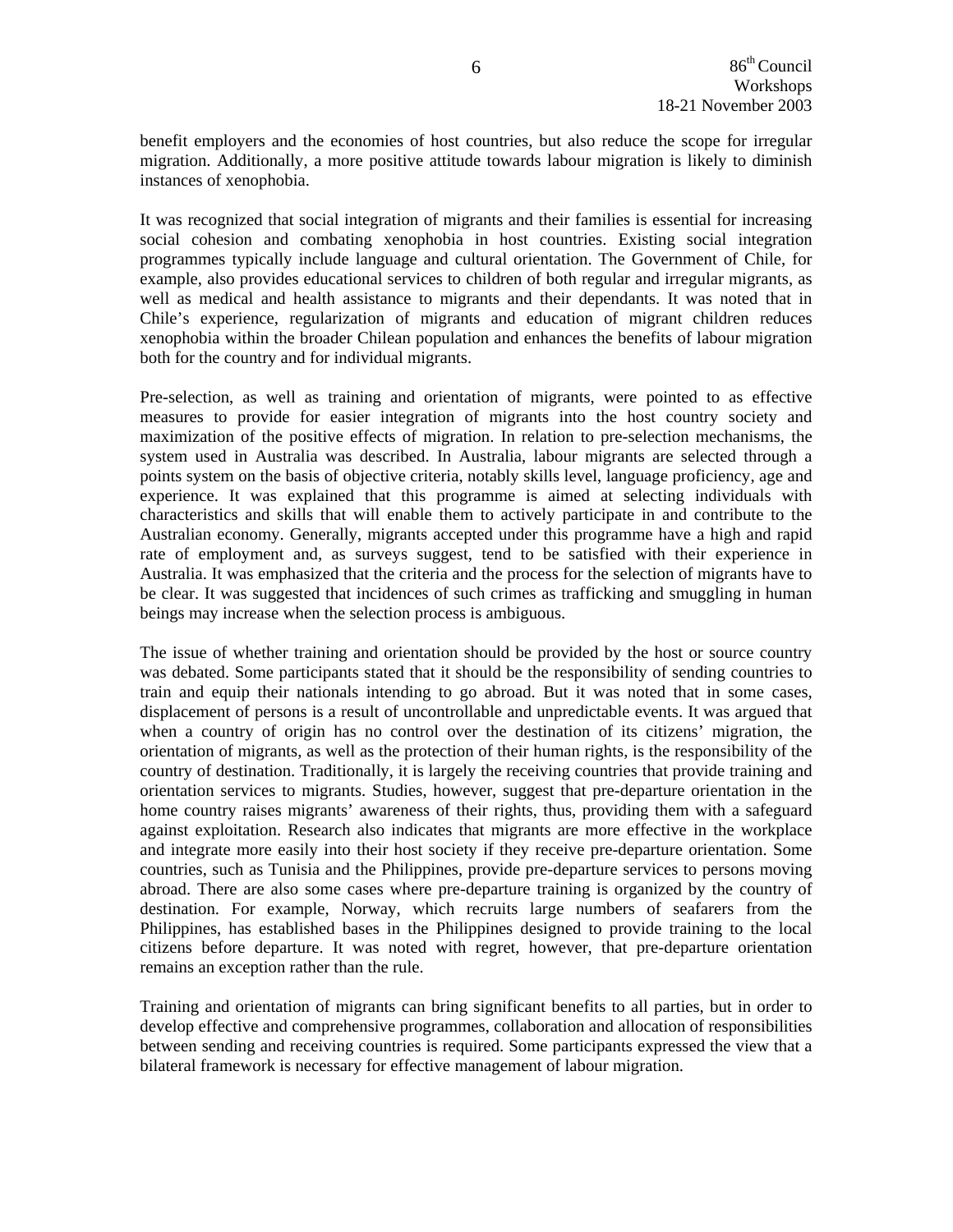benefit employers and the economies of host countries, but also reduce the scope for irregular migration. Additionally, a more positive attitude towards labour migration is likely to diminish instances of xenophobia.

It was recognized that social integration of migrants and their families is essential for increasing social cohesion and combating xenophobia in host countries. Existing social integration programmes typically include language and cultural orientation. The Government of Chile, for example, also provides educational services to children of both regular and irregular migrants, as well as medical and health assistance to migrants and their dependants. It was noted that in Chile's experience, regularization of migrants and education of migrant children reduces xenophobia within the broader Chilean population and enhances the benefits of labour migration both for the country and for individual migrants.

Pre-selection, as well as training and orientation of migrants, were pointed to as effective measures to provide for easier integration of migrants into the host country society and maximization of the positive effects of migration. In relation to pre-selection mechanisms, the system used in Australia was described. In Australia, labour migrants are selected through a points system on the basis of objective criteria, notably skills level, language proficiency, age and experience. It was explained that this programme is aimed at selecting individuals with characteristics and skills that will enable them to actively participate in and contribute to the Australian economy. Generally, migrants accepted under this programme have a high and rapid rate of employment and, as surveys suggest, tend to be satisfied with their experience in Australia. It was emphasized that the criteria and the process for the selection of migrants have to be clear. It was suggested that incidences of such crimes as trafficking and smuggling in human beings may increase when the selection process is ambiguous.

The issue of whether training and orientation should be provided by the host or source country was debated. Some participants stated that it should be the responsibility of sending countries to train and equip their nationals intending to go abroad. But it was noted that in some cases, displacement of persons is a result of uncontrollable and unpredictable events. It was argued that when a country of origin has no control over the destination of its citizens' migration, the orientation of migrants, as well as the protection of their human rights, is the responsibility of the country of destination. Traditionally, it is largely the receiving countries that provide training and orientation services to migrants. Studies, however, suggest that pre-departure orientation in the home country raises migrants' awareness of their rights, thus, providing them with a safeguard against exploitation. Research also indicates that migrants are more effective in the workplace and integrate more easily into their host society if they receive pre-departure orientation. Some countries, such as Tunisia and the Philippines, provide pre-departure services to persons moving abroad. There are also some cases where pre-departure training is organized by the country of destination. For example, Norway, which recruits large numbers of seafarers from the Philippines, has established bases in the Philippines designed to provide training to the local citizens before departure. It was noted with regret, however, that pre-departure orientation remains an exception rather than the rule.

Training and orientation of migrants can bring significant benefits to all parties, but in order to develop effective and comprehensive programmes, collaboration and allocation of responsibilities between sending and receiving countries is required. Some participants expressed the view that a bilateral framework is necessary for effective management of labour migration.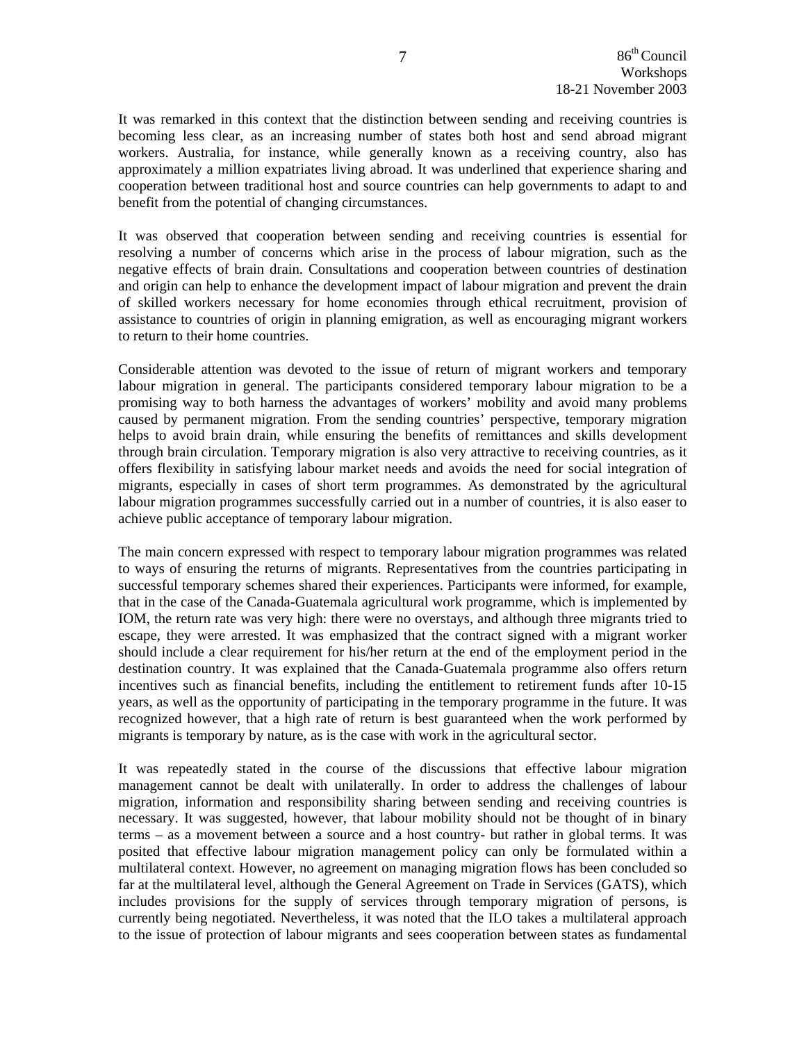It was remarked in this context that the distinction between sending and receiving countries is becoming less clear, as an increasing number of states both host and send abroad migrant workers. Australia, for instance, while generally known as a receiving country, also has approximately a million expatriates living abroad. It was underlined that experience sharing and cooperation between traditional host and source countries can help governments to adapt to and benefit from the potential of changing circumstances.

It was observed that cooperation between sending and receiving countries is essential for resolving a number of concerns which arise in the process of labour migration, such as the negative effects of brain drain. Consultations and cooperation between countries of destination and origin can help to enhance the development impact of labour migration and prevent the drain of skilled workers necessary for home economies through ethical recruitment, provision of assistance to countries of origin in planning emigration, as well as encouraging migrant workers to return to their home countries.

Considerable attention was devoted to the issue of return of migrant workers and temporary labour migration in general. The participants considered temporary labour migration to be a promising way to both harness the advantages of workers' mobility and avoid many problems caused by permanent migration. From the sending countries' perspective, temporary migration helps to avoid brain drain, while ensuring the benefits of remittances and skills development through brain circulation. Temporary migration is also very attractive to receiving countries, as it offers flexibility in satisfying labour market needs and avoids the need for social integration of migrants, especially in cases of short term programmes. As demonstrated by the agricultural labour migration programmes successfully carried out in a number of countries, it is also easer to achieve public acceptance of temporary labour migration.

The main concern expressed with respect to temporary labour migration programmes was related to ways of ensuring the returns of migrants. Representatives from the countries participating in successful temporary schemes shared their experiences. Participants were informed, for example, that in the case of the Canada-Guatemala agricultural work programme, which is implemented by IOM, the return rate was very high: there were no overstays, and although three migrants tried to escape, they were arrested. It was emphasized that the contract signed with a migrant worker should include a clear requirement for his/her return at the end of the employment period in the destination country. It was explained that the Canada-Guatemala programme also offers return incentives such as financial benefits, including the entitlement to retirement funds after 10-15 years, as well as the opportunity of participating in the temporary programme in the future. It was recognized however, that a high rate of return is best guaranteed when the work performed by migrants is temporary by nature, as is the case with work in the agricultural sector.

It was repeatedly stated in the course of the discussions that effective labour migration management cannot be dealt with unilaterally. In order to address the challenges of labour migration, information and responsibility sharing between sending and receiving countries is necessary. It was suggested, however, that labour mobility should not be thought of in binary terms – as a movement between a source and a host country- but rather in global terms. It was posited that effective labour migration management policy can only be formulated within a multilateral context. However, no agreement on managing migration flows has been concluded so far at the multilateral level, although the General Agreement on Trade in Services (GATS), which includes provisions for the supply of services through temporary migration of persons, is currently being negotiated. Nevertheless, it was noted that the ILO takes a multilateral approach to the issue of protection of labour migrants and sees cooperation between states as fundamental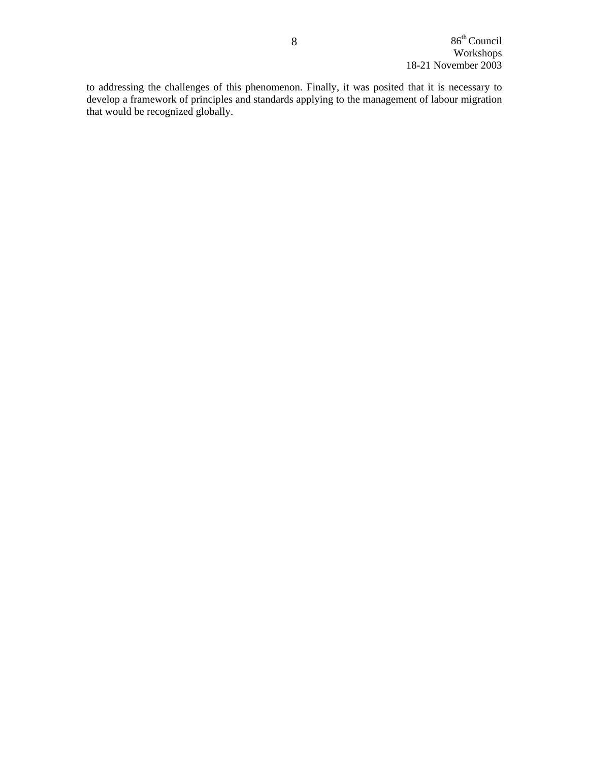to addressing the challenges of this phenomenon. Finally, it was posited that it is necessary to develop a framework of principles and standards applying to the management of labour migration that would be recognized globally.